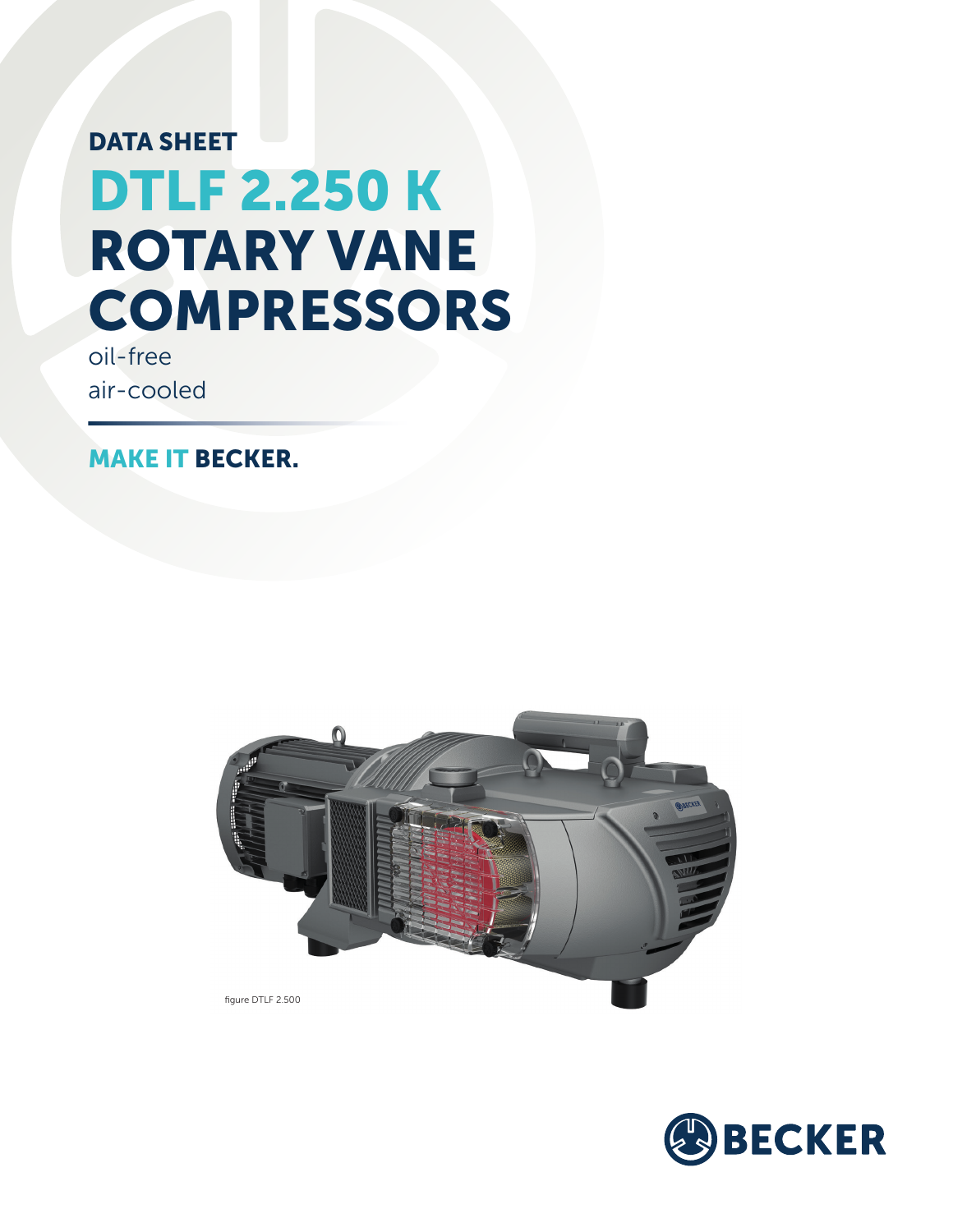DATA SHEET

# DTLF 2.250 K ROTARY VANE COMPRESSORS

oil-free

air-cooled

**MAKE IT BECKER.**

figure DTLF 2.500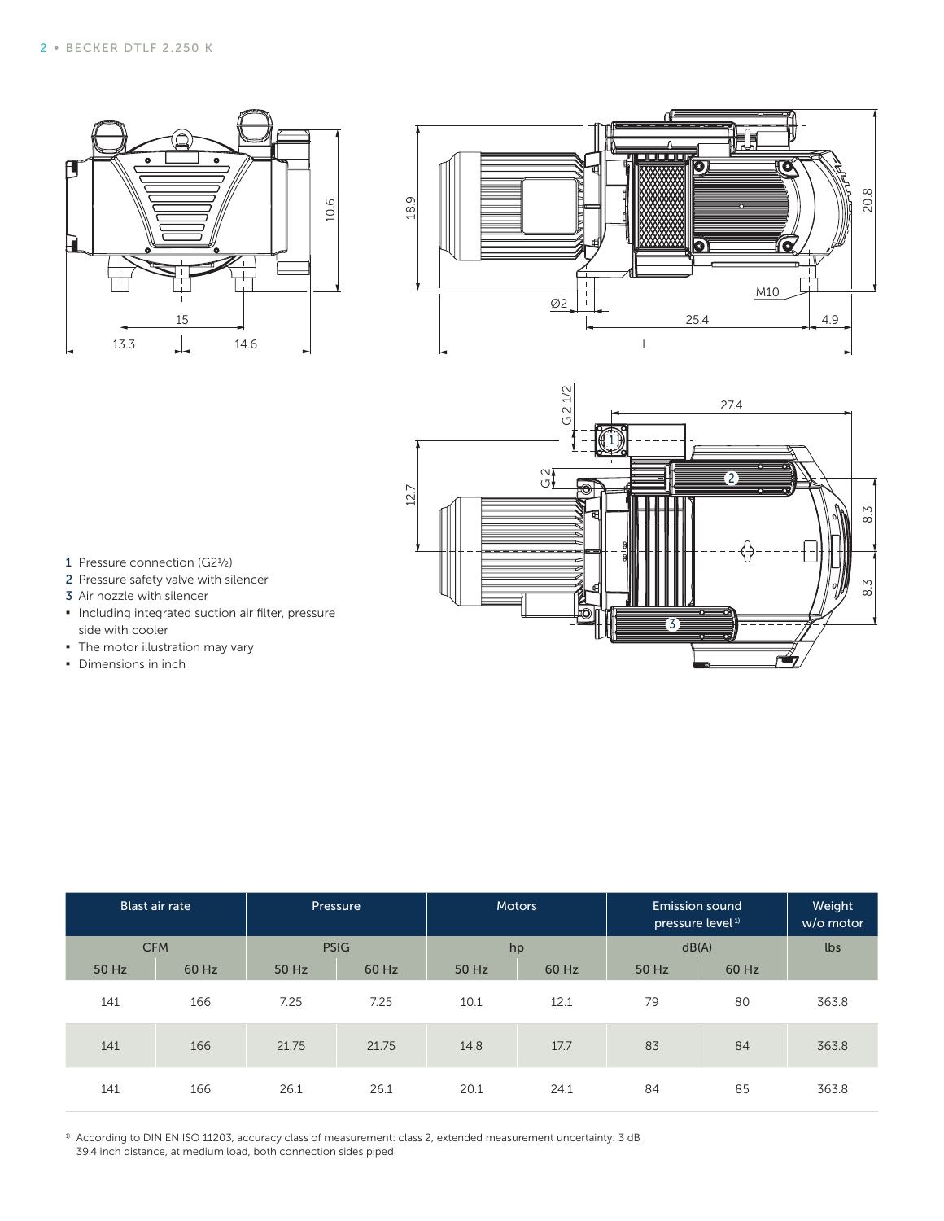1 Pressure connection (G2½)
2 Pressure safety valve with silencer
3 Air nozzle with silencer

- Including integrated suction air filter, pressure side with cooler
- The motor illustration may vary
- Dimensions in inch

| Blast air rate | | Pressure | | Motors | | Emission sound pressure level [1] | | Weight w/o motor |
|---|---|---|---|---|---|---|---|---|
| CFM | | PSIG | | hp | | dB(A) | | lbs |
| 50 Hz | 60 Hz | 50 Hz | 60 Hz | 50 Hz | 60 Hz | 50 Hz | 60 Hz | |
| 141 | 166 | 7.25 | 7.25 | 10.1 | 12.1 | 79 | 80 | 363.8 |
| 141 | 166 | 21.75 | 21.75 | 14.8 | 17.7 | 83 | 84 | 363.8 |
| 141 | 166 | 26.1 | 26.1 | 20.1 | 24.1 | 84 | 85 | 363.8 |

[1] According to DIN EN ISO 11203, accuracy class of measurement: class 2, extended measurement uncertainty: 3 dB
39.4 inch distance, at medium load, both connection sides piped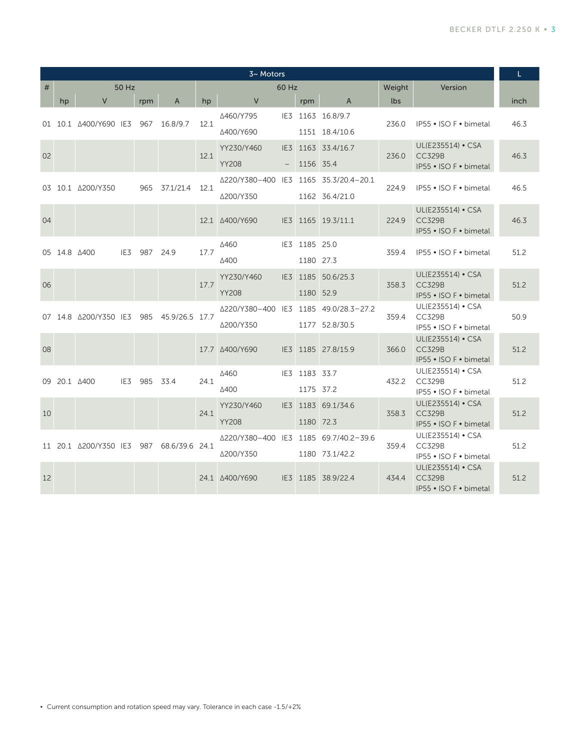| # | 50 Hz | | | | | 60 Hz | | | | | Weight | Version | L |
|---|---|---|---|---|---|---|---|---|---|---|---|---|---|
| | hp | V | | rpm | A | hp | V | | rpm | A | lbs | | inch |
| 01 | 10.1 | Δ400/Y690 | IE3 | 967 | 16.8/9.7 | 12.1 | Δ460/Y795<br>Δ400/Y690 | IE3 | 1163<br>1151 | 16.8/9.7<br>18.4/10.6 | 236.0 | IP55 • ISO F • bimetal | 46.3 |
| 02 | | | | | | 12.1 | YY230/Y460<br>YY208 | IE3<br>– | 1163<br>1156 | 33.4/16.7<br>35.4 | 236.0 | UL(E235514) • CSA CC329B<br>IP55 • ISO F • bimetal | 46.3 |
| 03 | 10.1 | Δ200/Y350 | | 965 | 37.1/21.4 | 12.1 | Δ220/Y380–400<br>Δ200/Y350 | IE3 | 1165<br>1162 | 35.3/20.4–20.1<br>36.4/21.0 | 224.9 | IP55 • ISO F • bimetal | 46.5 |
| 04 | | | | | | 12.1 | Δ400/Y690 | IE3 | 1165 | 19.3/11.1 | 224.9 | UL(E235514) • CSA CC329B<br>IP55 • ISO F • bimetal | 46.3 |
| 05 | 14.8 | Δ400 | IE3 | 987 | 24.9 | 17.7 | Δ460<br>Δ400 | IE3 | 1185<br>1180 | 25.0<br>27.3 | 359.4 | IP55 • ISO F • bimetal | 51.2 |
| 06 | | | | | | 17.7 | YY230/Y460<br>YY208 | IE3 | 1185<br>1180 | 50.6/25.3<br>52.9 | 358.3 | UL(E235514) • CSA CC329B<br>IP55 • ISO F • bimetal | 51.2 |
| 07 | 14.8 | Δ200/Y350 | IE3 | 985 | 45.9/26.5 | 17.7 | Δ220/Y380–400<br>Δ200/Y350 | IE3 | 1185<br>1177 | 49.0/28.3–27.2<br>52.8/30.5 | 359.4 | UL(E235514) • CSA CC329B<br>IP55 • ISO F • bimetal | 50.9 |
| 08 | | | | | | 17.7 | Δ400/Y690 | IE3 | 1185 | 27.8/15.9 | 366.0 | UL(E235514) • CSA CC329B<br>IP55 • ISO F • bimetal | 51.2 |
| 09 | 20.1 | Δ400 | IE3 | 985 | 33.4 | 24.1 | Δ460<br>Δ400 | IE3 | 1183<br>1175 | 33.7<br>37.2 | 432.2 | UL(E235514) • CSA CC329B<br>IP55 • ISO F • bimetal | 51.2 |
| 10 | | | | | | 24.1 | YY230/Y460<br>YY208 | IE3 | 1183<br>1180 | 69.1/34.6<br>72.3 | 358.3 | UL(E235514) • CSA CC329B<br>IP55 • ISO F • bimetal | 51.2 |
| 11 | 20.1 | Δ200/Y350 | IE3 | 987 | 68.6/39.6 | 24.1 | Δ220/Y380–400<br>Δ200/Y350 | IE3 | 1185<br>1180 | 69.7/40.2–39.6<br>73.1/42.2 | 359.4 | UL(E235514) • CSA CC329B<br>IP55 • ISO F • bimetal | 51.2 |
| 12 | | | | | | 24.1 | Δ400/Y690 | IE3 | 1185 | 38.9/22.4 | 434.4 | UL(E235514) • CSA CC329B<br>IP55 • ISO F • bimetal | 51.2 |

• Current consumption and rotation speed may vary. Tolerance in each case -1.5/+2%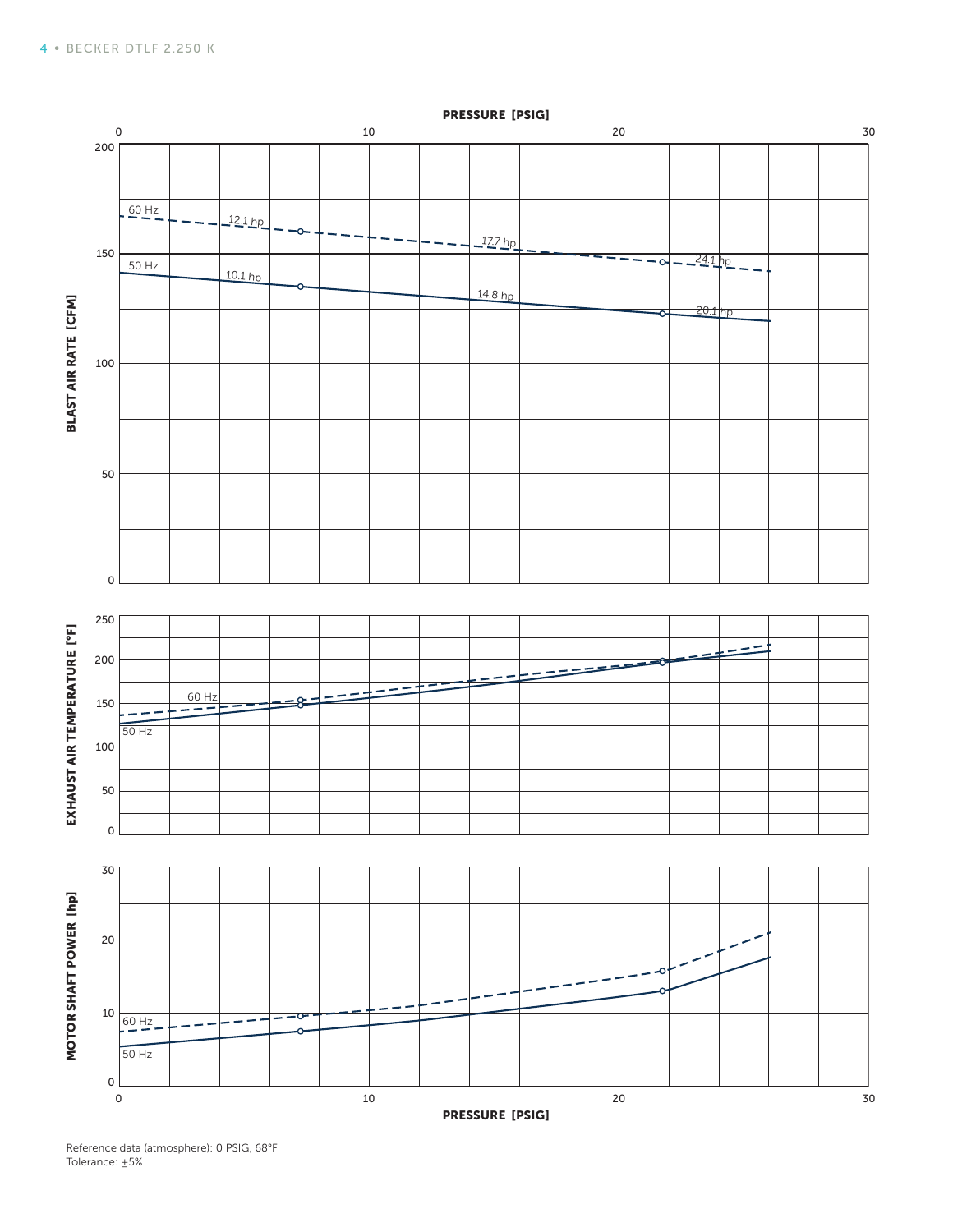PRESSURE [PSIG]

BLAST AIR RATE [CFM]

60 Hz: 12.1 hp, 17.7 hp, 24.1 hp

50 Hz: 10.1 hp, 14.8 hp, 20.1 hp

EXHAUST AIR TEMPERATURE [°F]

60 Hz

50 Hz

MOTOR SHAFT POWER [hp]

60 Hz

50 Hz

PRESSURE [PSIG]

Reference data (atmosphere): 0 PSIG, 68°F
Tolerance: ±5%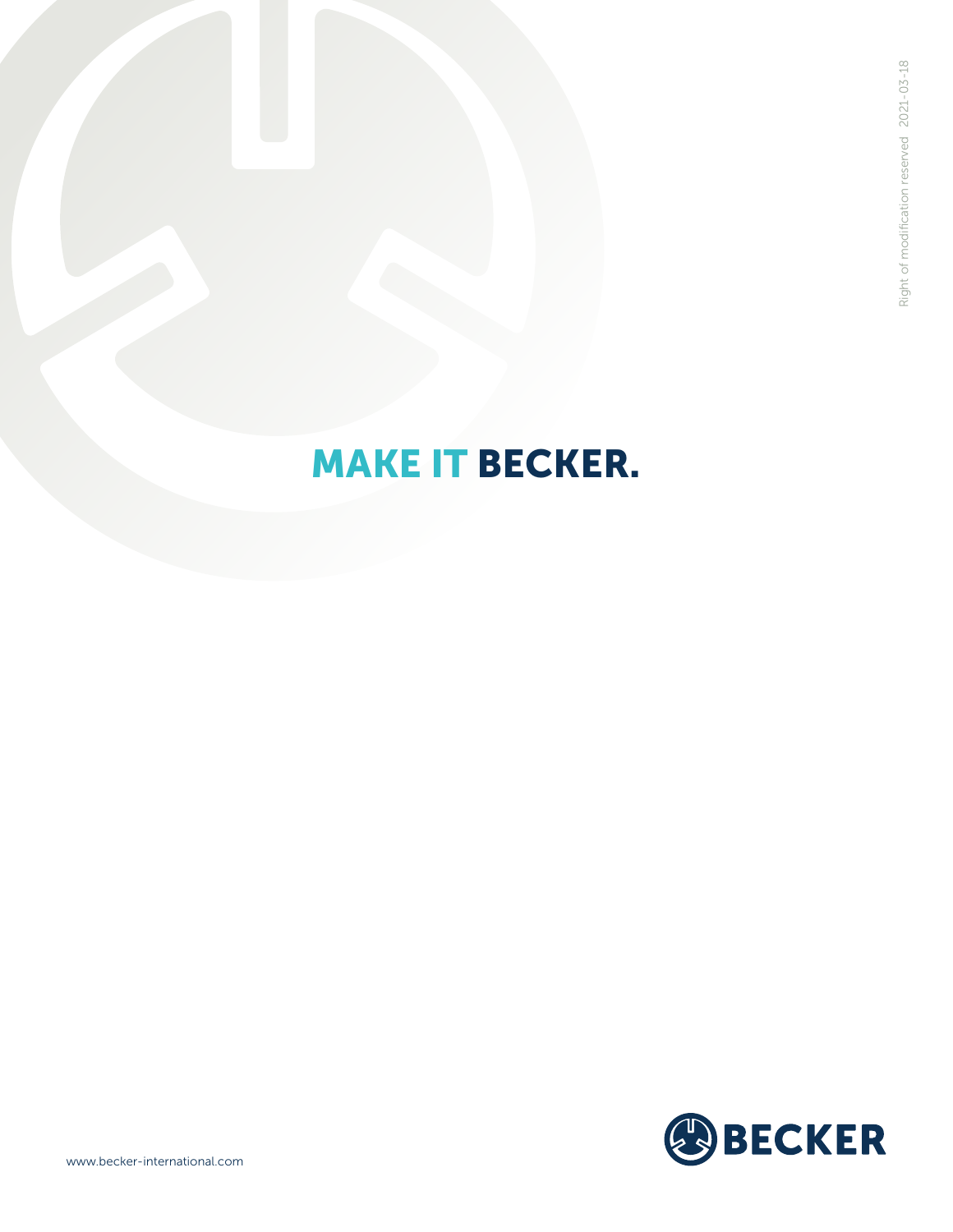# MAKE IT BECKER.

Right of modification reserved 2021-03-18

BECKER

www.becker-international.com